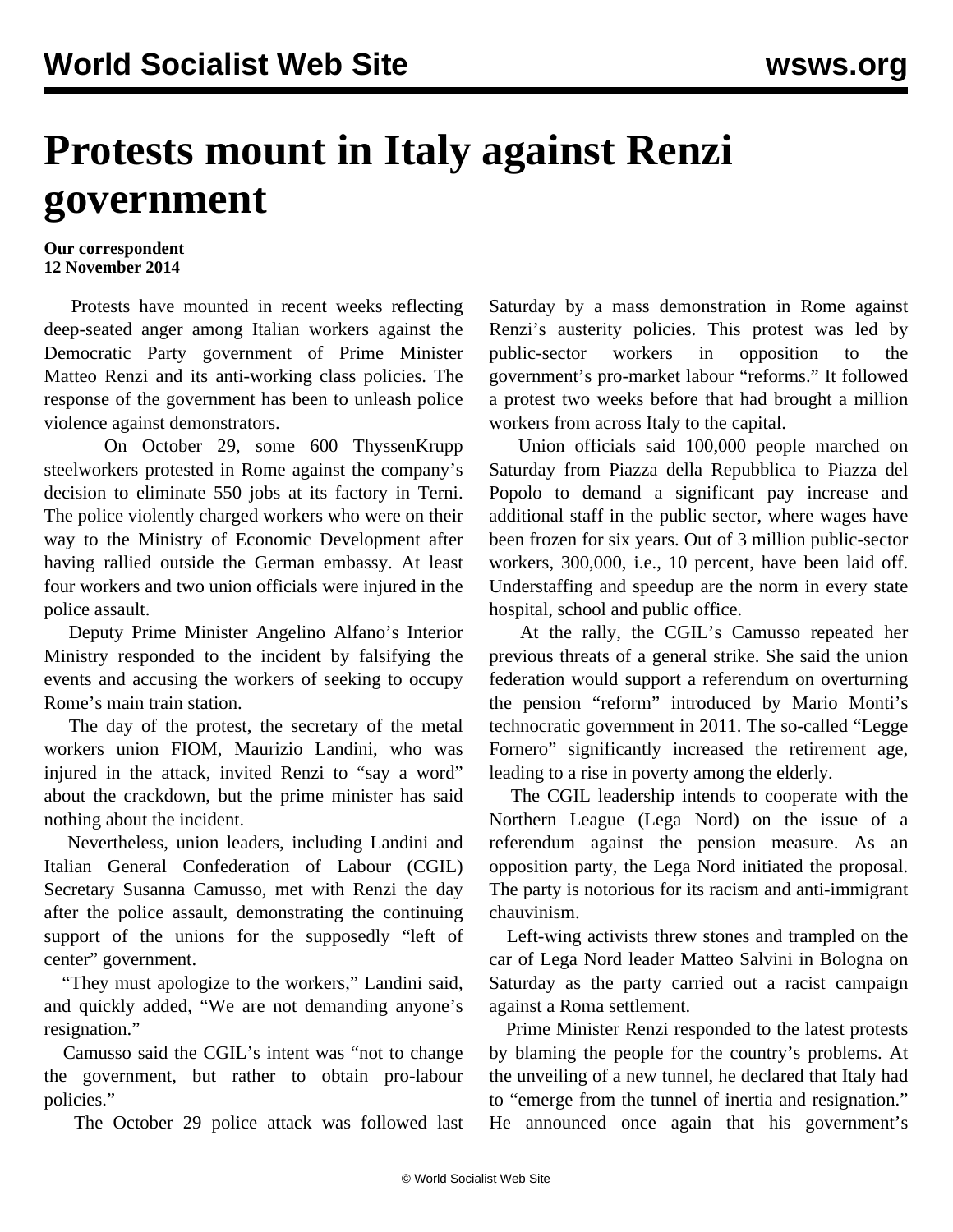# Protests mount in Italy against Renzi government

**Our correspondent**
**12 November 2014**

Protests have mounted in recent weeks reflecting deep-seated anger among Italian workers against the Democratic Party government of Prime Minister Matteo Renzi and its anti-working class policies. The response of the government has been to unleash police violence against demonstrators.

On October 29, some 600 ThyssenKrupp steelworkers protested in Rome against the company's decision to eliminate 550 jobs at its factory in Terni. The police violently charged workers who were on their way to the Ministry of Economic Development after having rallied outside the German embassy. At least four workers and two union officials were injured in the police assault.

Deputy Prime Minister Angelino Alfano's Interior Ministry responded to the incident by falsifying the events and accusing the workers of seeking to occupy Rome's main train station.

The day of the protest, the secretary of the metal workers union FIOM, Maurizio Landini, who was injured in the attack, invited Renzi to "say a word" about the crackdown, but the prime minister has said nothing about the incident.

Nevertheless, union leaders, including Landini and Italian General Confederation of Labour (CGIL) Secretary Susanna Camusso, met with Renzi the day after the police assault, demonstrating the continuing support of the unions for the supposedly "left of center" government.

"They must apologize to the workers," Landini said, and quickly added, "We are not demanding anyone's resignation."

Camusso said the CGIL's intent was "not to change the government, but rather to obtain pro-labour policies."

The October 29 police attack was followed last Saturday by a mass demonstration in Rome against Renzi's austerity policies. This protest was led by public-sector workers in opposition to the government's pro-market labour "reforms." It followed a protest two weeks before that had brought a million workers from across Italy to the capital.

Union officials said 100,000 people marched on Saturday from Piazza della Repubblica to Piazza del Popolo to demand a significant pay increase and additional staff in the public sector, where wages have been frozen for six years. Out of 3 million public-sector workers, 300,000, i.e., 10 percent, have been laid off. Understaffing and speedup are the norm in every state hospital, school and public office.

At the rally, the CGIL's Camusso repeated her previous threats of a general strike. She said the union federation would support a referendum on overturning the pension "reform" introduced by Mario Monti's technocratic government in 2011. The so-called "Legge Fornero" significantly increased the retirement age, leading to a rise in poverty among the elderly.

The CGIL leadership intends to cooperate with the Northern League (Lega Nord) on the issue of a referendum against the pension measure. As an opposition party, the Lega Nord initiated the proposal. The party is notorious for its racism and anti-immigrant chauvinism.

Left-wing activists threw stones and trampled on the car of Lega Nord leader Matteo Salvini in Bologna on Saturday as the party carried out a racist campaign against a Roma settlement.

Prime Minister Renzi responded to the latest protests by blaming the people for the country's problems. At the unveiling of a new tunnel, he declared that Italy had to "emerge from the tunnel of inertia and resignation." He announced once again that his government's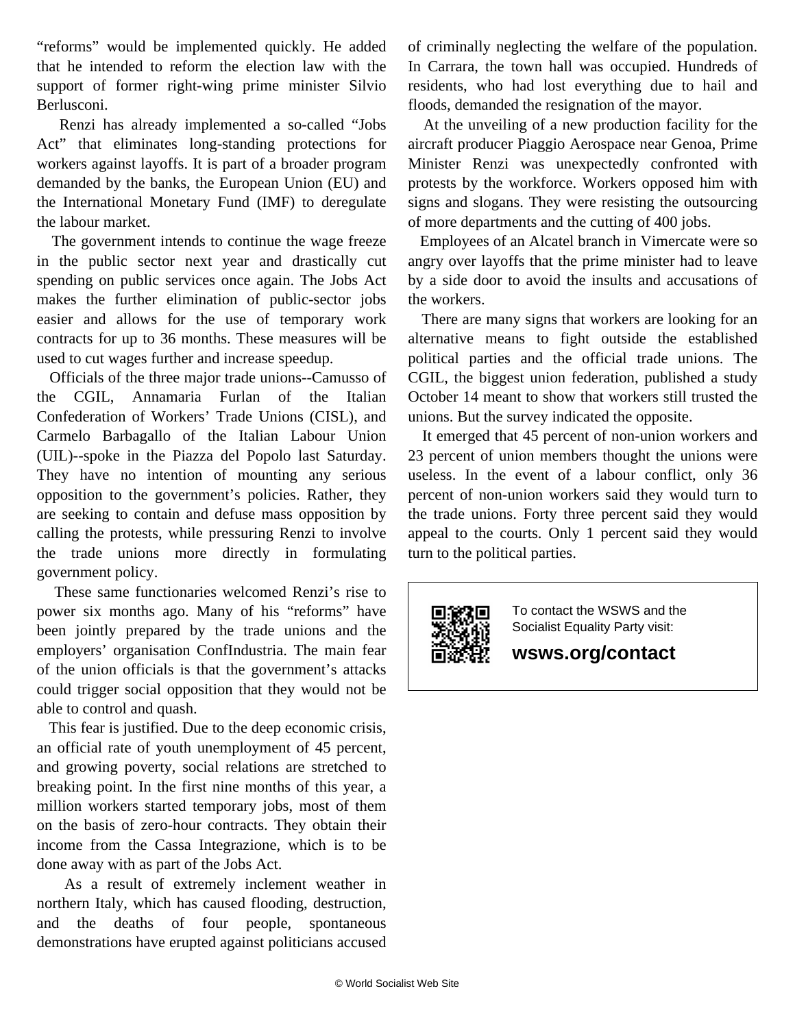"reforms" would be implemented quickly. He added that he intended to reform the election law with the support of former right-wing prime minister Silvio Berlusconi.

Renzi has already implemented a so-called "Jobs Act" that eliminates long-standing protections for workers against layoffs. It is part of a broader program demanded by the banks, the European Union (EU) and the International Monetary Fund (IMF) to deregulate the labour market.

The government intends to continue the wage freeze in the public sector next year and drastically cut spending on public services once again. The Jobs Act makes the further elimination of public-sector jobs easier and allows for the use of temporary work contracts for up to 36 months. These measures will be used to cut wages further and increase speedup.

Officials of the three major trade unions--Camusso of the CGIL, Annamaria Furlan of the Italian Confederation of Workers' Trade Unions (CISL), and Carmelo Barbagallo of the Italian Labour Union (UIL)--spoke in the Piazza del Popolo last Saturday. They have no intention of mounting any serious opposition to the government's policies. Rather, they are seeking to contain and defuse mass opposition by calling the protests, while pressuring Renzi to involve the trade unions more directly in formulating government policy.

These same functionaries welcomed Renzi's rise to power six months ago. Many of his "reforms" have been jointly prepared by the trade unions and the employers' organisation ConfIndustria. The main fear of the union officials is that the government's attacks could trigger social opposition that they would not be able to control and quash.

This fear is justified. Due to the deep economic crisis, an official rate of youth unemployment of 45 percent, and growing poverty, social relations are stretched to breaking point. In the first nine months of this year, a million workers started temporary jobs, most of them on the basis of zero-hour contracts. They obtain their income from the Cassa Integrazione, which is to be done away with as part of the Jobs Act.

As a result of extremely inclement weather in northern Italy, which has caused flooding, destruction, and the deaths of four people, spontaneous demonstrations have erupted against politicians accused of criminally neglecting the welfare of the population. In Carrara, the town hall was occupied. Hundreds of residents, who had lost everything due to hail and floods, demanded the resignation of the mayor.

At the unveiling of a new production facility for the aircraft producer Piaggio Aerospace near Genoa, Prime Minister Renzi was unexpectedly confronted with protests by the workforce. Workers opposed him with signs and slogans. They were resisting the outsourcing of more departments and the cutting of 400 jobs.

Employees of an Alcatel branch in Vimercate were so angry over layoffs that the prime minister had to leave by a side door to avoid the insults and accusations of the workers.

There are many signs that workers are looking for an alternative means to fight outside the established political parties and the official trade unions. The CGIL, the biggest union federation, published a study October 14 meant to show that workers still trusted the unions. But the survey indicated the opposite.

It emerged that 45 percent of non-union workers and 23 percent of union members thought the unions were useless. In the event of a labour conflict, only 36 percent of non-union workers said they would turn to the trade unions. Forty three percent said they would appeal to the courts. Only 1 percent said they would turn to the political parties.

To contact the WSWS and the Socialist Equality Party visit:

**wsws.org/contact**